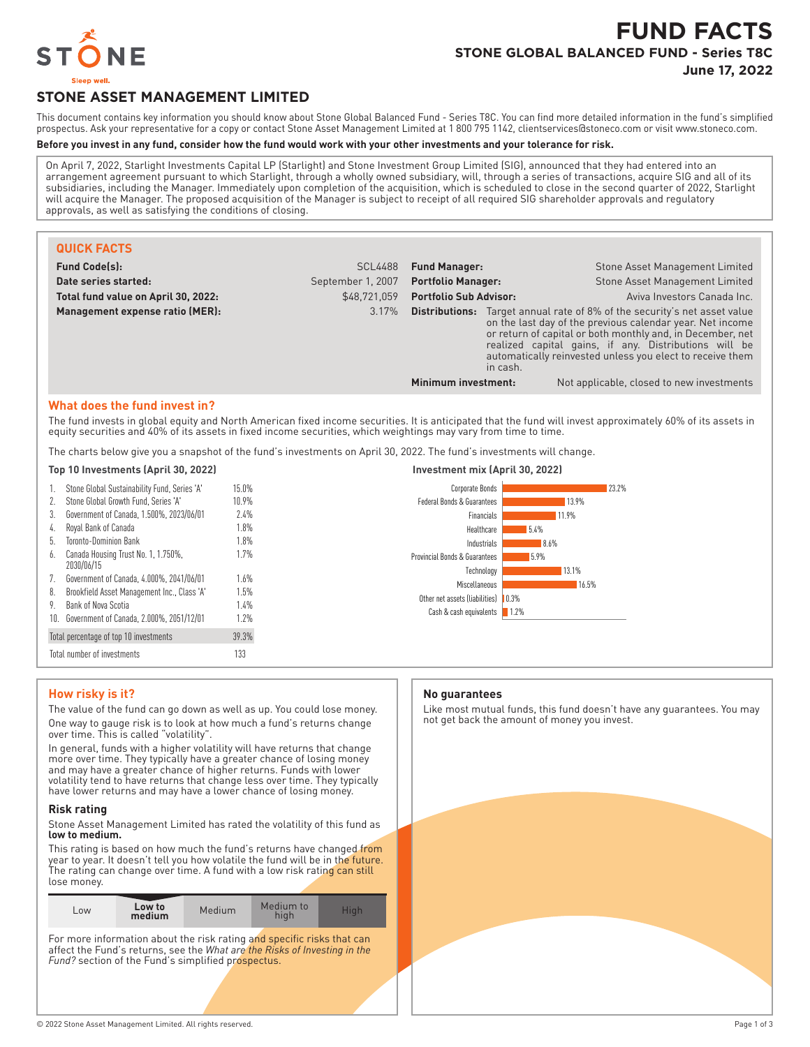# FUND FACTS

## STONE GLOBAL BALANCED FUND - Series T8C

**June 17, 2022**

STONE

Sleep well.

## STONE ASSET MANAGEMENT LIMITED

This document contains key information you should know about Stone Global Balanced Fund - Series T8C. You can find more detailed information in the fund's simplified prospectus. Ask your representative for a copy or contact Stone Asset Management Limited at 1 800 795 1142, clientservices@stoneco.com or visit www.stoneco.com.

**Before you invest in any fund, consider how the fund would work with your other investments and your tolerance for risk.**

On April 7, 2022, Starlight Investments Capital LP (Starlight) and Stone Investment Group Limited (SIG), announced that they had entered into an arrangement agreement pursuant to which Starlight, through a wholly owned subsidiary, will, through a series of transactions, acquire SIG and all of its subsidiaries, including the Manager. Immediately upon completion of the acquisition, which is scheduled to close in the second quarter of 2022, Starlight will acquire the Manager. The proposed acquisition of the Manager is subject to receipt of all required SIG shareholder approvals and regulatory approvals, as well as satisfying the conditions of closing.

### QUICK FACTS

| | | | |
|---|---|---|---|
| **Fund Code(s):** | SCL4488 | **Fund Manager:** | Stone Asset Management Limited |
| **Date series started:** | September 1, 2007 | **Portfolio Manager:** | Stone Asset Management Limited |
| **Total fund value on April 30, 2022:** | $48,721,059 | **Portfolio Sub Advisor:** | Aviva Investors Canada Inc. |
| **Management expense ratio (MER):** | 3.17% | **Distributions:** | Target annual rate of 8% of the security's net asset value on the last day of the previous calendar year. Net income or return of capital or both monthly and, in December, net realized capital gains, if any. Distributions will be automatically reinvested unless you elect to receive them in cash. |
| | | **Minimum investment:** | Not applicable, closed to new investments |

### What does the fund invest in?

The fund invests in global equity and North American fixed income securities. It is anticipated that the fund will invest approximately 60% of its assets in equity securities and 40% of its assets in fixed income securities, which weightings may vary from time to time.

The charts below give you a snapshot of the fund's investments on April 30, 2022. The fund's investments will change.

**Top 10 Investments (April 30, 2022)**

| | Investment | % |
|---|---|---|
| 1. | Stone Global Sustainability Fund, Series 'A' | 15.0% |
| 2. | Stone Global Growth Fund, Series 'A' | 10.9% |
| 3. | Government of Canada, 1.500%, 2023/06/01 | 2.4% |
| 4. | Royal Bank of Canada | 1.8% |
| 5. | Toronto-Dominion Bank | 1.8% |
| 6. | Canada Housing Trust No. 1, 1.750%, 2030/06/15 | 1.7% |
| 7. | Government of Canada, 4.000%, 2041/06/01 | 1.6% |
| 8. | Brookfield Asset Management Inc., Class 'A' | 1.5% |
| 9. | Bank of Nova Scotia | 1.4% |
| 10. | Government of Canada, 2.000%, 2051/12/01 | 1.2% |
| | Total percentage of top 10 investments | 39.3% |
| | Total number of investments | 133 |

**Investment mix (April 30, 2022)**

| Category | % |
|---|---|
| Corporate Bonds | 23.2% |
| Federal Bonds & Guarantees | 13.9% |
| Financials | 11.9% |
| Healthcare | 5.4% |
| Industrials | 8.6% |
| Provincial Bonds & Guarantees | 5.9% |
| Technology | 13.1% |
| Miscellaneous | 16.5% |
| Other net assets (liabilities) | 0.3% |
| Cash & cash equivalents | 1.2% |

### How risky is it?

The value of the fund can go down as well as up. You could lose money.

One way to gauge risk is to look at how much a fund's returns change over time. This is called "volatility".

In general, funds with a higher volatility will have returns that change more over time. They typically have a greater chance of losing money and may have a greater chance of higher returns. Funds with lower volatility tend to have returns that change less over time. They typically have lower returns and may have a lower chance of losing money.

#### Risk rating

Stone Asset Management Limited has rated the volatility of this fund as **low to medium.**

This rating is based on how much the fund's returns have changed from year to year. It doesn't tell you how volatile the fund will be in the future. The rating can change over time. A fund with a low risk rating can still lose money.

| Low | **Low to medium** | Medium | Medium to high | High |
|---|---|---|---|---|

For more information about the risk rating and specific risks that can affect the Fund's returns, see the *What are the Risks of Investing in the Fund?* section of the Fund's simplified prospectus.

#### No guarantees

Like most mutual funds, this fund doesn't have any guarantees. You may not get back the amount of money you invest.

© 2022 Stone Asset Management Limited. All rights reserved.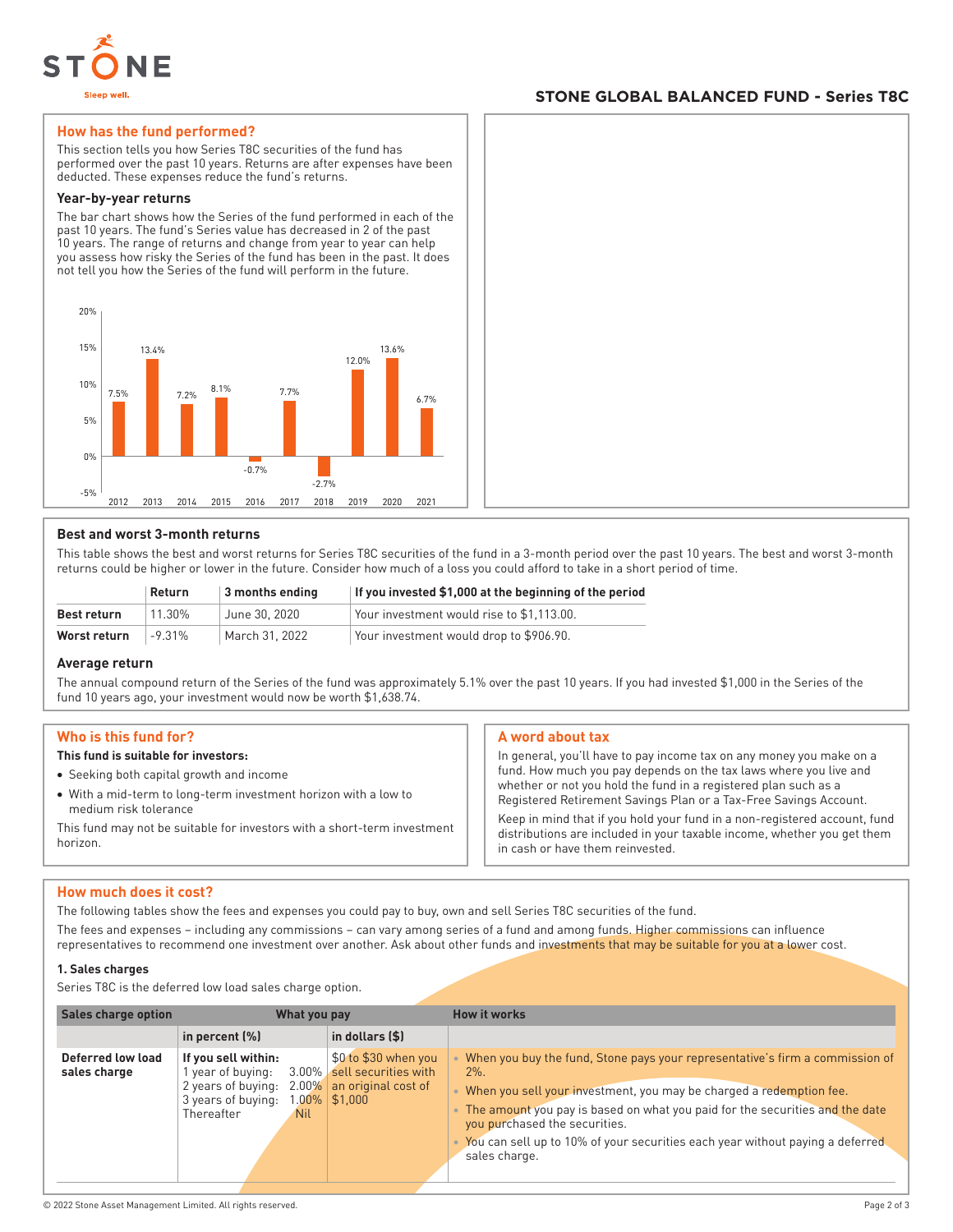## STONE GLOBAL BALANCED FUND - Series T8C

### How has the fund performed?

This section tells you how Series T8C securities of the fund has performed over the past 10 years. Returns are after expenses have been deducted. These expenses reduce the fund's returns.

#### Year-by-year returns

The bar chart shows how the Series of the fund performed in each of the past 10 years. The fund's Series value has decreased in 2 of the past 10 years. The range of returns and change from year to year can help you assess how risky the Series of the fund has been in the past. It does not tell you how the Series of the fund will perform in the future.

| Year | 2012 | 2013 | 2014 | 2015 | 2016 | 2017 | 2018 | 2019 | 2020 | 2021 |
|---|---|---|---|---|---|---|---|---|---|---|
| Return | 7.5% | 13.4% | 7.2% | 8.1% | -0.7% | 7.7% | -2.7% | 12.0% | 13.6% | 6.7% |

#### Best and worst 3-month returns

This table shows the best and worst returns for Series T8C securities of the fund in a 3-month period over the past 10 years. The best and worst 3-month returns could be higher or lower in the future. Consider how much of a loss you could afford to take in a short period of time.

| | Return | 3 months ending | If you invested $1,000 at the beginning of the period |
|---|---|---|---|
| **Best return** | 11.30% | June 30, 2020 | Your investment would rise to $1,113.00. |
| **Worst return** | -9.31% | March 31, 2022 | Your investment would drop to $906.90. |

#### Average return

The annual compound return of the Series of the fund was approximately 5.1% over the past 10 years. If you had invested $1,000 in the Series of the fund 10 years ago, your investment would now be worth $1,638.74.

### Who is this fund for?

**This fund is suitable for investors:**

- Seeking both capital growth and income
- With a mid-term to long-term investment horizon with a low to medium risk tolerance

This fund may not be suitable for investors with a short-term investment horizon.

### A word about tax

In general, you'll have to pay income tax on any money you make on a fund. How much you pay depends on the tax laws where you live and whether or not you hold the fund in a registered plan such as a Registered Retirement Savings Plan or a Tax-Free Savings Account.

Keep in mind that if you hold your fund in a non-registered account, fund distributions are included in your taxable income, whether you get them in cash or have them reinvested.

### How much does it cost?

The following tables show the fees and expenses you could pay to buy, own and sell Series T8C securities of the fund.

The fees and expenses – including any commissions – can vary among series of a fund and among funds. Higher commissions can influence representatives to recommend one investment over another. Ask about other funds and investments that may be suitable for you at a lower cost.

#### 1. Sales charges

Series T8C is the deferred low load sales charge option.

| Sales charge option | What you pay | | How it works |
|---|---|---|---|
| | in percent (%) | in dollars ($) | |
| **Deferred low load sales charge** | If you sell within:<br>1 year of buying: 3.00%<br>2 years of buying: 2.00%<br>3 years of buying: 1.00%<br>Thereafter Nil | $0 to $30 when you sell securities with an original cost of $1,000 | • When you buy the fund, Stone pays your representative's firm a commission of 2%.<br>• When you sell your investment, you may be charged a redemption fee.<br>• The amount you pay is based on what you paid for the securities and the date you purchased the securities.<br>• You can sell up to 10% of your securities each year without paying a deferred sales charge. |

© 2022 Stone Asset Management Limited. All rights reserved.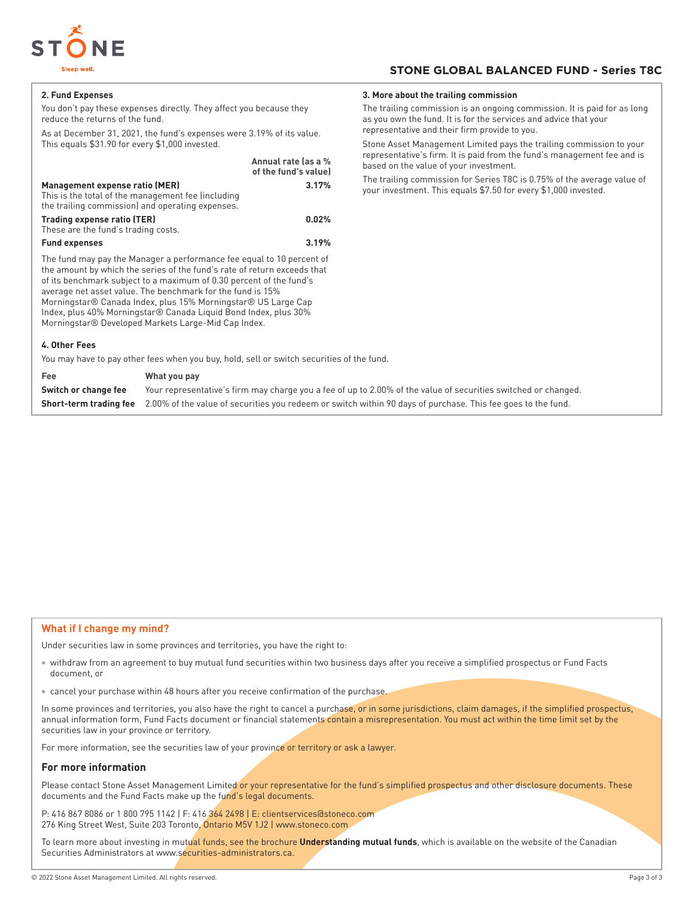# STONE GLOBAL BALANCED FUND - Series T8C

### 2. Fund Expenses

You don't pay these expenses directly. They affect you because they reduce the returns of the fund.

As at December 31, 2021, the fund's expenses were 3.19% of its value. This equals $31.90 for every $1,000 invested.

| | Annual rate (as a % of the fund's value) |
|---|---|
| **Management expense ratio (MER)**<br>This is the total of the management fee (including the trailing commission) and operating expenses. | **3.17%** |
| **Trading expense ratio (TER)**<br>These are the fund's trading costs. | **0.02%** |
| **Fund expenses** | **3.19%** |

The fund may pay the Manager a performance fee equal to 10 percent of the amount by which the series of the fund's rate of return exceeds that of its benchmark subject to a maximum of 0.30 percent of the fund's average net asset value. The benchmark for the fund is 15% Morningstar® Canada Index, plus 15% Morningstar® US Large Cap Index, plus 40% Morningstar® Canada Liquid Bond Index, plus 30% Morningstar® Developed Markets Large-Mid Cap Index.

### 3. More about the trailing commission

The trailing commission is an ongoing commission. It is paid for as long as you own the fund. It is for the services and advice that your representative and their firm provide to you.

Stone Asset Management Limited pays the trailing commission to your representative's firm. It is paid from the fund's management fee and is based on the value of your investment.

The trailing commission for Series T8C is 0.75% of the average value of your investment. This equals $7.50 for every $1,000 invested.

### 4. Other Fees

You may have to pay other fees when you buy, hold, sell or switch securities of the fund.

| Fee | What you pay |
|---|---|
| **Switch or change fee** | Your representative's firm may charge you a fee of up to 2.00% of the value of securities switched or changed. |
| **Short-term trading fee** | 2.00% of the value of securities you redeem or switch within 90 days of purchase. This fee goes to the fund. |

## What if I change my mind?

Under securities law in some provinces and territories, you have the right to:

- withdraw from an agreement to buy mutual fund securities within two business days after you receive a simplified prospectus or Fund Facts document, or
- cancel your purchase within 48 hours after you receive confirmation of the purchase.

In some provinces and territories, you also have the right to cancel a purchase, or in some jurisdictions, claim damages, if the simplified prospectus, annual information form, Fund Facts document or financial statements contain a misrepresentation. You must act within the time limit set by the securities law in your province or territory.

For more information, see the securities law of your province or territory or ask a lawyer.

## For more information

Please contact Stone Asset Management Limited or your representative for the fund's simplified prospectus and other disclosure documents. These documents and the Fund Facts make up the fund's legal documents.

P: 416 867 8086 or 1 800 795 1142 | F: 416 364 2498 | E: clientservices@stoneco.com
276 King Street West, Suite 203 Toronto, Ontario M5V 1J2 | www.stoneco.com

To learn more about investing in mutual funds, see the brochure **Understanding mutual funds**, which is available on the website of the Canadian Securities Administrators at www.securities-administrators.ca.

© 2022 Stone Asset Management Limited. All rights reserved.